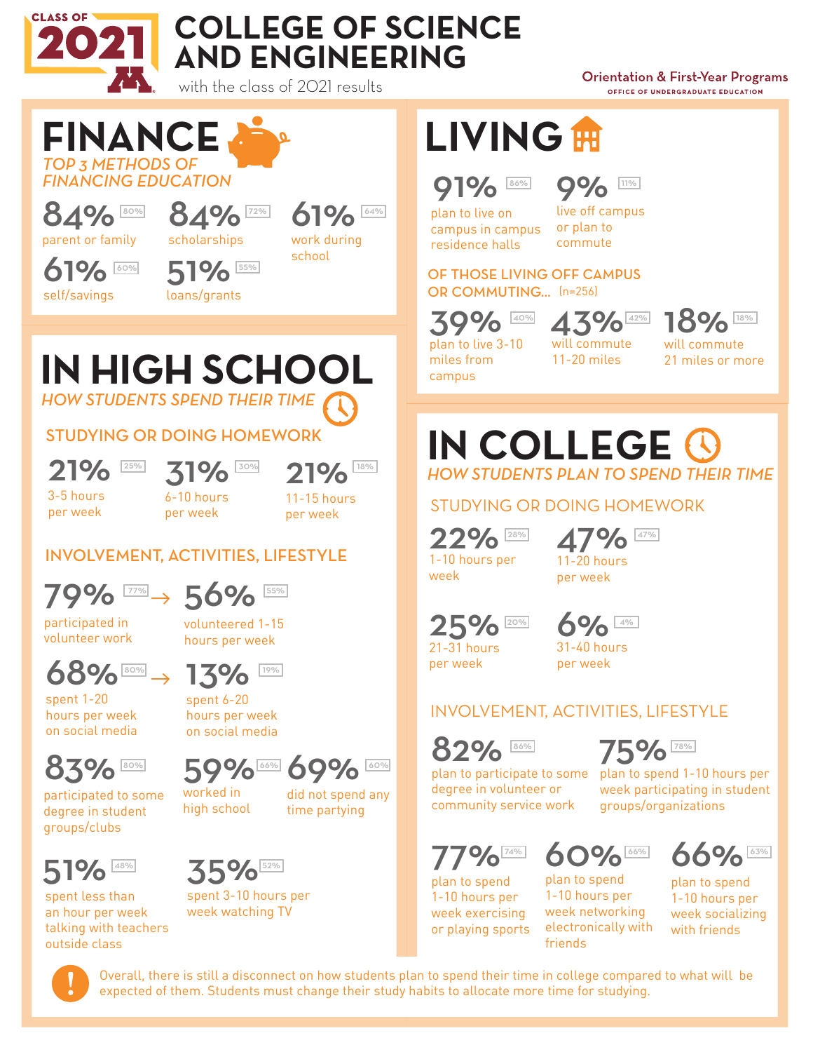CLASS OF 2021

# COLLEGE OF SCIENCE AND ENGINEERING

with the class of 2021 results

Orientation & First-Year Programs
OFFICE OF UNDERGRADUATE EDUCATION

## FINANCE

*TOP 3 METHODS OF FINANCING EDUCATION*

- **84%** [80%] parent or family
- **84%** [72%] scholarships
- **61%** [64%] work during school
- **61%** [60%] self/savings
- **51%** [55%] loans/grants

## IN HIGH SCHOOL

*HOW STUDENTS SPEND THEIR TIME*

### STUDYING OR DOING HOMEWORK

- **21%** [25%] 3-5 hours per week
- **31%** [30%] 6-10 hours per week
- **21%** [18%] 11-15 hours per week

### INVOLVEMENT, ACTIVITIES, LIFESTYLE

- **79%** [77%] participated in volunteer work → **56%** [55%] volunteered 1-15 hours per week
- **68%** [80%] spent 1-20 hours per week on social media → **13%** [19%] spent 6-20 hours per week on social media
- **83%** [80%] participated to some degree in student groups/clubs
- **59%** [66%] worked in high school
- **69%** [60%] did not spend any time partying
- **51%** [48%] spent less than an hour per week talking with teachers outside class
- **35%** [52%] spent 3-10 hours per week watching TV

## LIVING

- **91%** [86%] plan to live on campus in campus residence halls
- **9%** [11%] live off campus or plan to commute

### OF THOSE LIVING OFF CAMPUS OR COMMUTING... (n=256)

- **39%** [40%] plan to live 3-10 miles from campus
- **43%** [42%] will commute 11-20 miles
- **18%** [18%] will commute 21 miles or more

## IN COLLEGE

*HOW STUDENTS PLAN TO SPEND THEIR TIME*

### STUDYING OR DOING HOMEWORK

- **22%** [28%] 1-10 hours per week
- **47%** [47%] 11-20 hours per week
- **25%** [20%] 21-31 hours per week
- **6%** [4%] 31-40 hours per week

### INVOLVEMENT, ACTIVITIES, LIFESTYLE

- **82%** [86%] plan to participate to some degree in volunteer or community service work
- **75%** [78%] plan to spend 1-10 hours per week participating in student groups/organizations
- **77%** [74%] plan to spend 1-10 hours per week exercising or playing sports
- **60%** [66%] plan to spend 1-10 hours per week networking electronically with friends
- **66%** [63%] plan to spend 1-10 hours per week socializing with friends

! Overall, there is still a disconnect on how students plan to spend their time in college compared to what will be expected of them. Students must change their study habits to allocate more time for studying.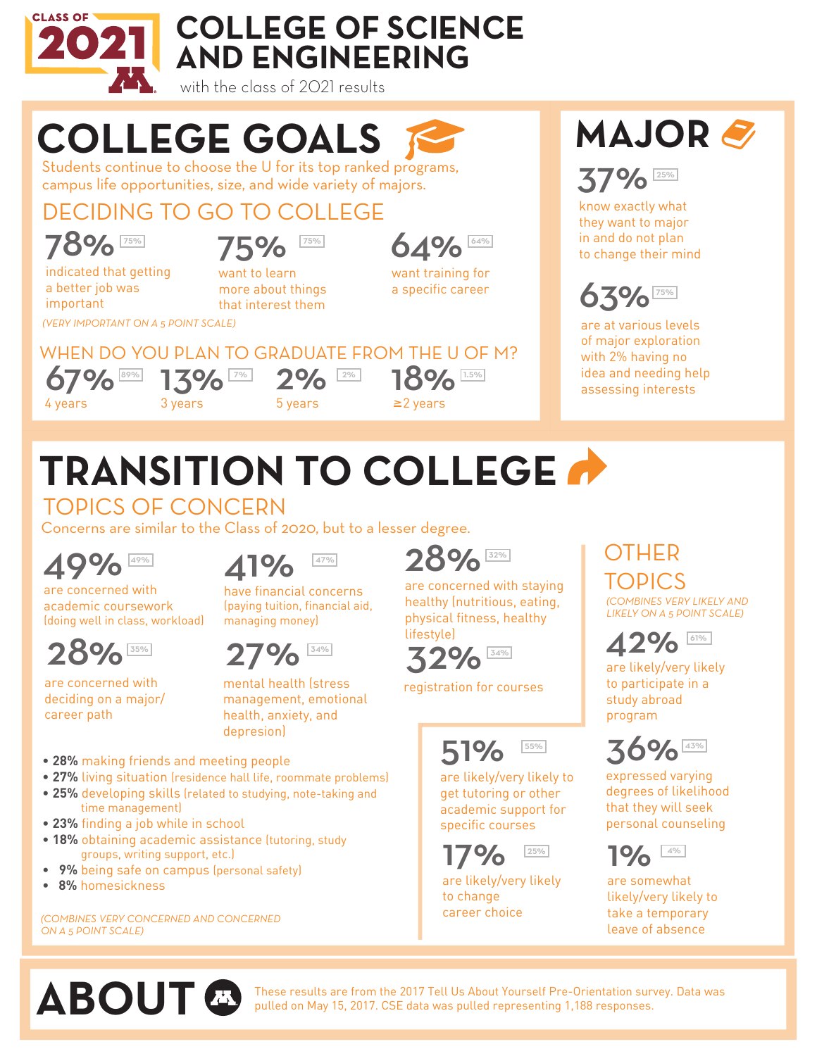CLASS OF 2021

# COLLEGE OF SCIENCE AND ENGINEERING

with the class of 2021 results

## COLLEGE GOALS

Students continue to choose the U for its top ranked programs, campus life opportunities, size, and wide variety of majors.

### DECIDING TO GO TO COLLEGE

**78%** [75%]
indicated that getting a better job was important

**75%** [75%]
want to learn more about things that interest them

**64%** [64%]
want training for a specific career

*(VERY IMPORTANT ON A 5 POINT SCALE)*

### WHEN DO YOU PLAN TO GRADUATE FROM THE U OF M?

**67%** [89%]
4 years

**13%** [7%]
3 years

**2%** [2%]
5 years

**18%** [1.5%]
≥2 years

## MAJOR

**37%** [25%]
know exactly what they want to major in and do not plan to change their mind

**63%** [75%]
are at various levels of major exploration with 2% having no idea and needing help assessing interests

## TRANSITION TO COLLEGE

### TOPICS OF CONCERN

Concerns are similar to the Class of 2020, but to a lesser degree.

**49%** [49%]
are concerned with academic coursework (doing well in class, workload)

**41%** [47%]
have financial concerns (paying tuition, financial aid, managing money)

**28%** [32%]
are concerned with staying healthy (nutritious, eating, physical fitness, healthy lifestyle)

**28%** [35%]
are concerned with deciding on a major/ career path

**27%** [34%]
mental health (stress management, emotional health, anxiety, and depresion)

**32%** [34%]
registration for courses

- **28%** making friends and meeting people
- **27%** living situation (residence hall life, roommate problems)
- **25%** developing skills (related to studying, note-taking and time management)
- **23%** finding a job while in school
- **18%** obtaining academic assistance (tutoring, study groups, writing support, etc.)
- **9%** being safe on campus (personal safety)
- **8%** homesickness

*(COMBINES VERY CONCERNED AND CONCERNED ON A 5 POINT SCALE)*

**51%** [55%]
are likely/very likely to get tutoring or other academic support for specific courses

**17%** [25%]
are likely/very likely to change career choice

### OTHER TOPICS

*(COMBINES VERY LIKELY AND LIKELY ON A 5 POINT SCALE)*

**42%** [61%]
are likely/very likely to participate in a study abroad program

**36%** [43%]
expressed varying degrees of likelihood that they will seek personal counseling

**1%** [4%]
are somewhat likely/very likely to take a temporary leave of absence

## ABOUT

These results are from the 2017 Tell Us About Yourself Pre-Orientation survey. Data was pulled on May 15, 2017. CSE data was pulled representing 1,188 responses.